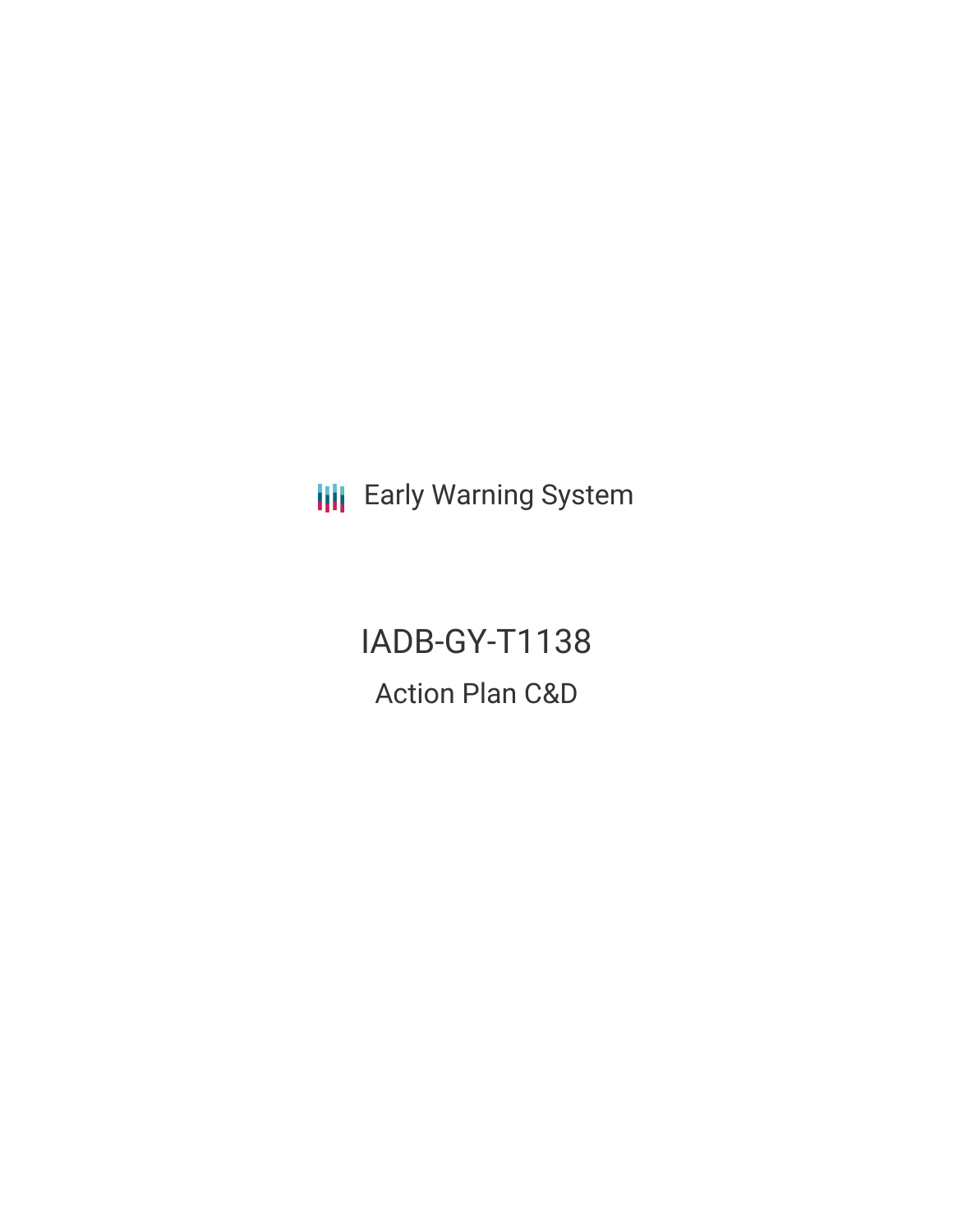Early Warning System

# IADB-GY-T1138

## Action Plan C&D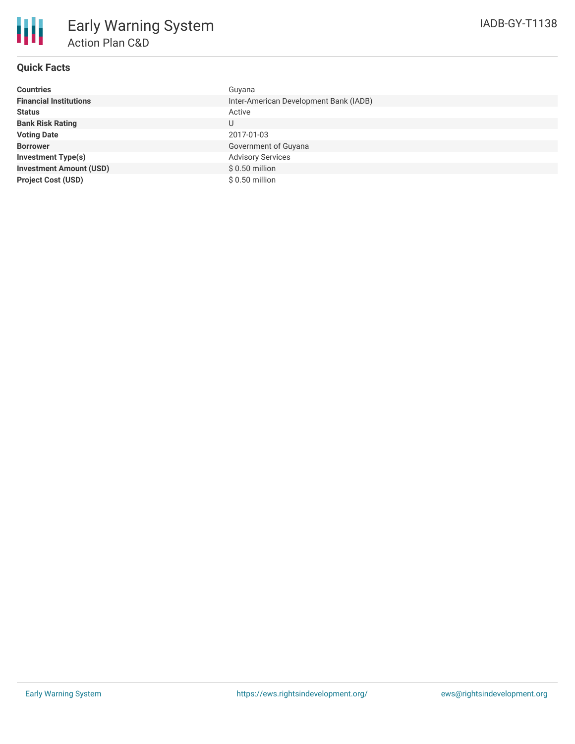# Early Warning System

## Action Plan C&D

IADB-GY-T1138

### Quick Facts

| | |
|---|---|
| **Countries** | Guyana |
| **Financial Institutions** | Inter-American Development Bank (IADB) |
| **Status** | Active |
| **Bank Risk Rating** | U |
| **Voting Date** | 2017-01-03 |
| **Borrower** | Government of Guyana |
| **Investment Type(s)** | Advisory Services |
| **Investment Amount (USD)** | $ 0.50 million |
| **Project Cost (USD)** | $ 0.50 million |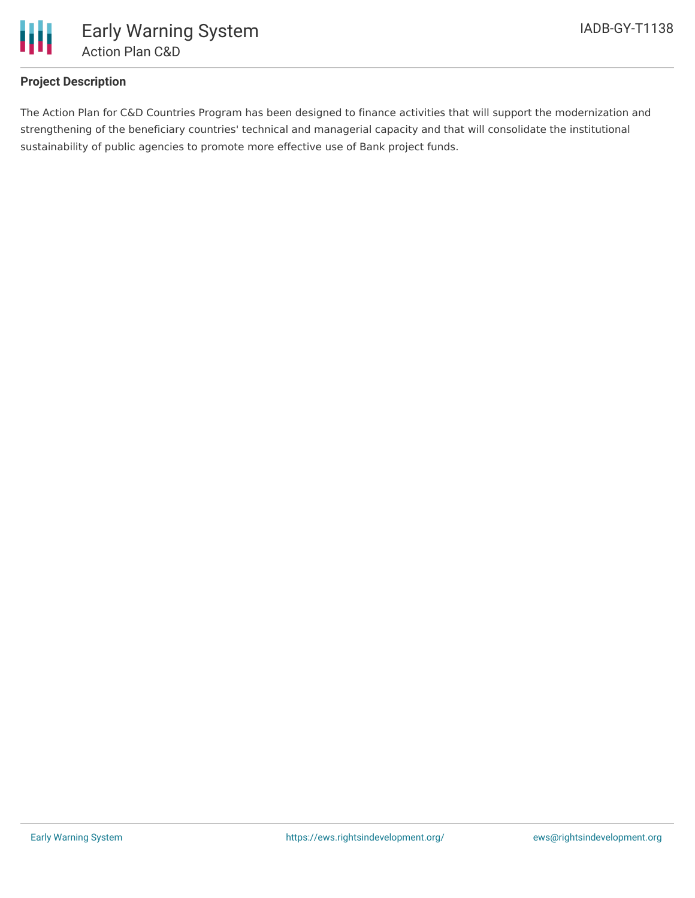## Project Description

The Action Plan for C&D Countries Program has been designed to finance activities that will support the modernization and strengthening of the beneficiary countries' technical and managerial capacity and that will consolidate the institutional sustainability of public agencies to promote more effective use of Bank project funds.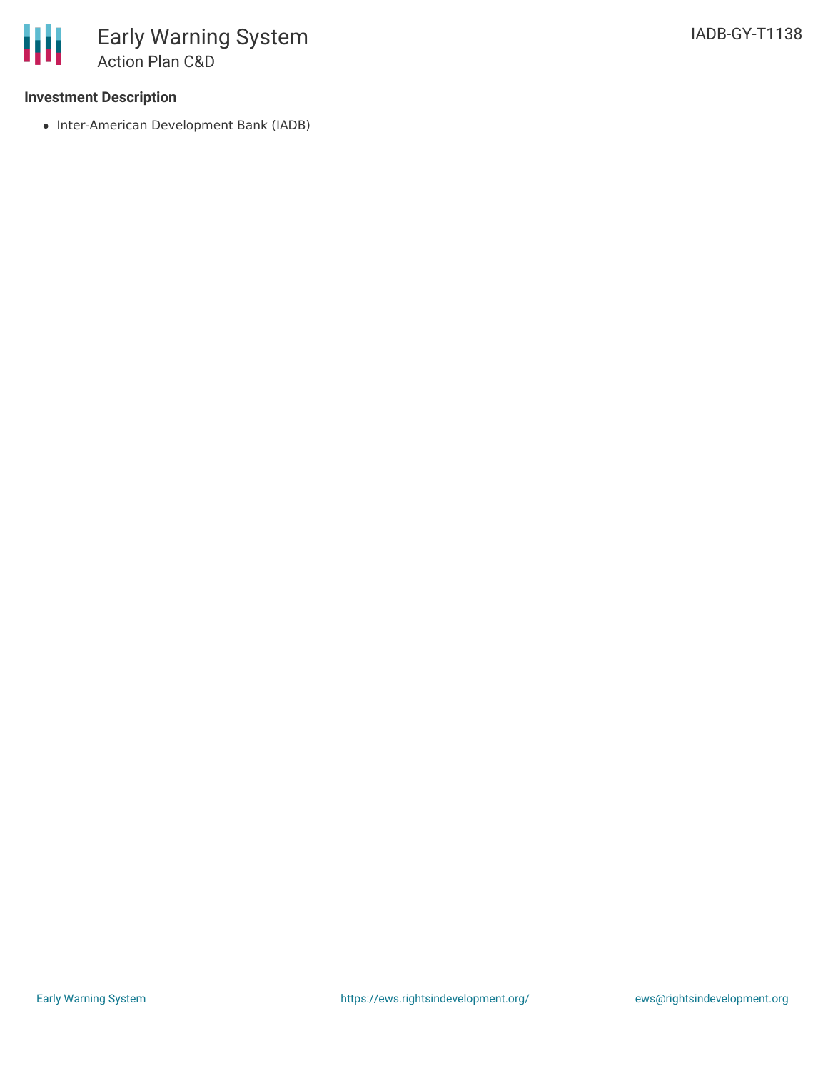### Investment Description

- Inter-American Development Bank (IADB)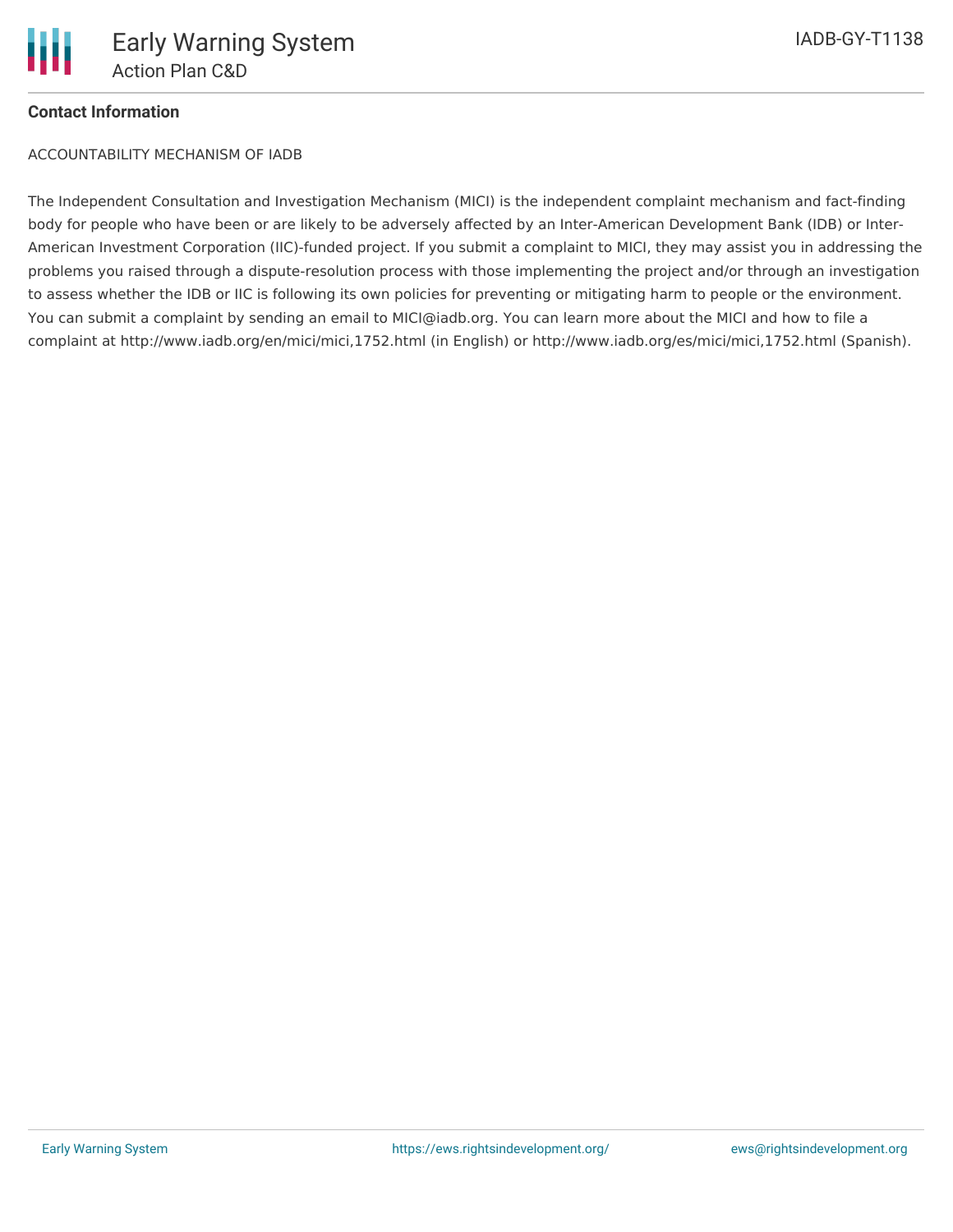**Contact Information**

ACCOUNTABILITY MECHANISM OF IADB

The Independent Consultation and Investigation Mechanism (MICI) is the independent complaint mechanism and fact-finding body for people who have been or are likely to be adversely affected by an Inter-American Development Bank (IDB) or Inter-American Investment Corporation (IIC)-funded project. If you submit a complaint to MICI, they may assist you in addressing the problems you raised through a dispute-resolution process with those implementing the project and/or through an investigation to assess whether the IDB or IIC is following its own policies for preventing or mitigating harm to people or the environment. You can submit a complaint by sending an email to MICI@iadb.org. You can learn more about the MICI and how to file a complaint at http://www.iadb.org/en/mici/mici,1752.html (in English) or http://www.iadb.org/es/mici/mici,1752.html (Spanish).